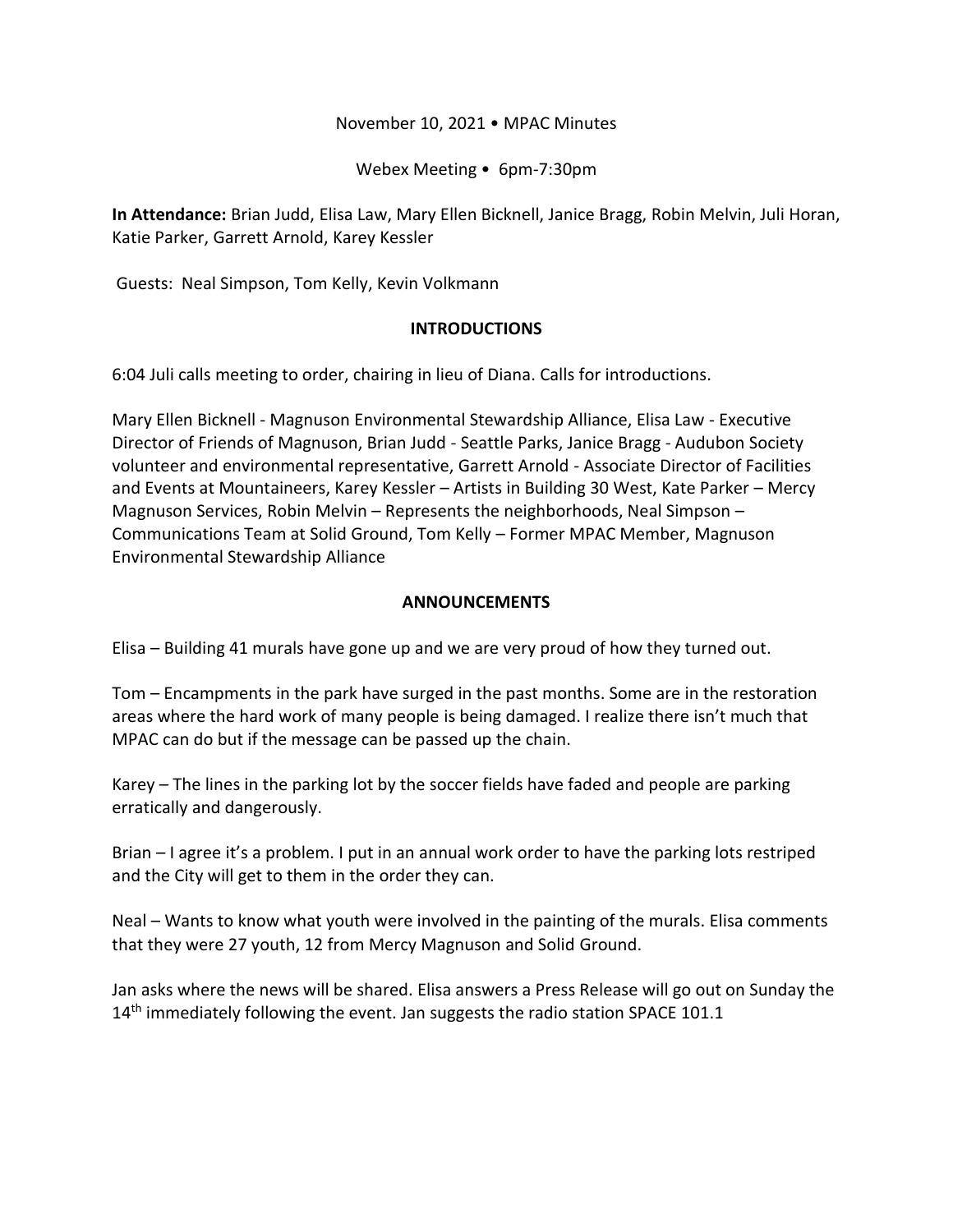November 10, 2021 • MPAC Minutes

Webex Meeting • 6pm-7:30pm

**In Attendance:** Brian Judd, Elisa Law, Mary Ellen Bicknell, Janice Bragg, Robin Melvin, Juli Horan, Katie Parker, Garrett Arnold, Karey Kessler

Guests: Neal Simpson, Tom Kelly, Kevin Volkmann

## INTRODUCTIONS

6:04 Juli calls meeting to order, chairing in lieu of Diana. Calls for introductions.

Mary Ellen Bicknell - Magnuson Environmental Stewardship Alliance, Elisa Law - Executive Director of Friends of Magnuson, Brian Judd - Seattle Parks, Janice Bragg - Audubon Society volunteer and environmental representative, Garrett Arnold - Associate Director of Facilities and Events at Mountaineers, Karey Kessler – Artists in Building 30 West, Kate Parker – Mercy Magnuson Services, Robin Melvin – Represents the neighborhoods, Neal Simpson – Communications Team at Solid Ground, Tom Kelly – Former MPAC Member, Magnuson Environmental Stewardship Alliance

## ANNOUNCEMENTS

Elisa – Building 41 murals have gone up and we are very proud of how they turned out.

Tom – Encampments in the park have surged in the past months. Some are in the restoration areas where the hard work of many people is being damaged. I realize there isn't much that MPAC can do but if the message can be passed up the chain.

Karey – The lines in the parking lot by the soccer fields have faded and people are parking erratically and dangerously.

Brian – I agree it's a problem. I put in an annual work order to have the parking lots restriped and the City will get to them in the order they can.

Neal – Wants to know what youth were involved in the painting of the murals. Elisa comments that they were 27 youth, 12 from Mercy Magnuson and Solid Ground.

Jan asks where the news will be shared. Elisa answers a Press Release will go out on Sunday the 14th immediately following the event. Jan suggests the radio station SPACE 101.1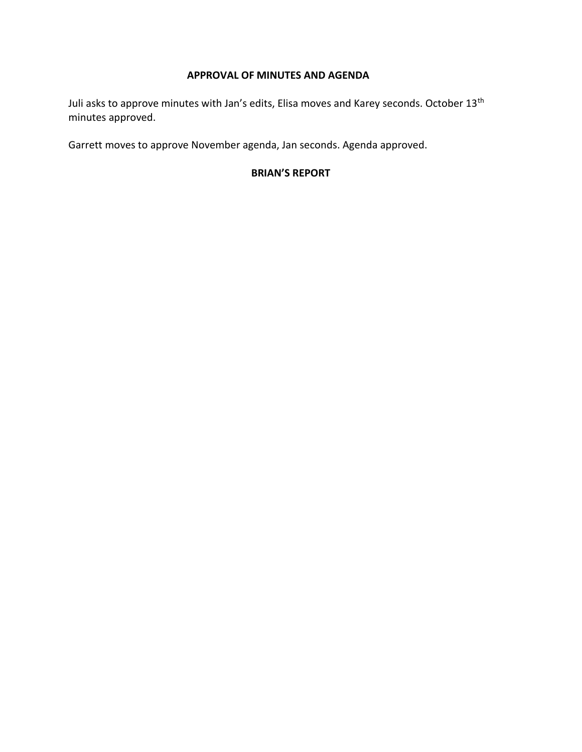## APPROVAL OF MINUTES AND AGENDA

Juli asks to approve minutes with Jan's edits, Elisa moves and Karey seconds. October 13th minutes approved.

Garrett moves to approve November agenda, Jan seconds. Agenda approved.

## BRIAN'S REPORT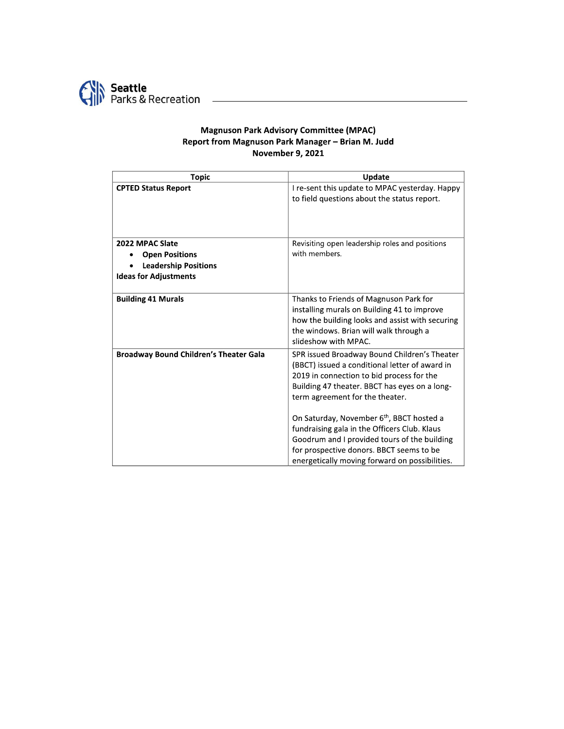Seattle Parks & Recreation

**Magnuson Park Advisory Committee (MPAC)**
**Report from Magnuson Park Manager – Brian M. Judd**
**November 9, 2021**

| Topic | Update |
| --- | --- |
| **CPTED Status Report** | I re-sent this update to MPAC yesterday. Happy to field questions about the status report. |
| **2022 MPAC Slate**<br>• **Open Positions**<br>• **Leadership Positions**<br>**Ideas for Adjustments** | Revisiting open leadership roles and positions with members. |
| **Building 41 Murals** | Thanks to Friends of Magnuson Park for installing murals on Building 41 to improve how the building looks and assist with securing the windows. Brian will walk through a slideshow with MPAC. |
| **Broadway Bound Children's Theater Gala** | SPR issued Broadway Bound Children's Theater (BBCT) issued a conditional letter of award in 2019 in connection to bid process for the Building 47 theater. BBCT has eyes on a long-term agreement for the theater.<br><br>On Saturday, November 6th, BBCT hosted a fundraising gala in the Officers Club. Klaus Goodrum and I provided tours of the building for prospective donors. BBCT seems to be energetically moving forward on possibilities. |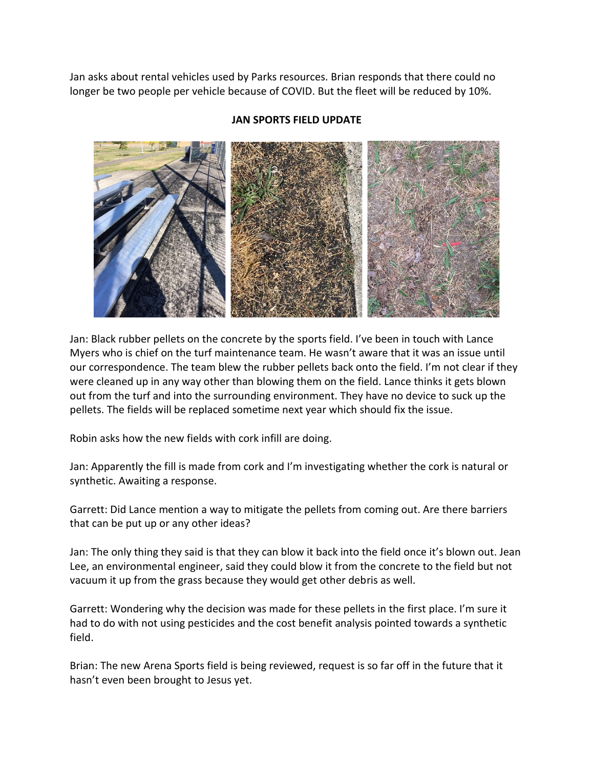Jan asks about rental vehicles used by Parks resources. Brian responds that there could no longer be two people per vehicle because of COVID. But the fleet will be reduced by 10%.

**JAN SPORTS FIELD UPDATE**

Jan: Black rubber pellets on the concrete by the sports field. I've been in touch with Lance Myers who is chief on the turf maintenance team. He wasn't aware that it was an issue until our correspondence. The team blew the rubber pellets back onto the field. I'm not clear if they were cleaned up in any way other than blowing them on the field. Lance thinks it gets blown out from the turf and into the surrounding environment. They have no device to suck up the pellets. The fields will be replaced sometime next year which should fix the issue.

Robin asks how the new fields with cork infill are doing.

Jan: Apparently the fill is made from cork and I'm investigating whether the cork is natural or synthetic. Awaiting a response.

Garrett: Did Lance mention a way to mitigate the pellets from coming out. Are there barriers that can be put up or any other ideas?

Jan: The only thing they said is that they can blow it back into the field once it's blown out. Jean Lee, an environmental engineer, said they could blow it from the concrete to the field but not vacuum it up from the grass because they would get other debris as well.

Garrett: Wondering why the decision was made for these pellets in the first place. I'm sure it had to do with not using pesticides and the cost benefit analysis pointed towards a synthetic field.

Brian: The new Arena Sports field is being reviewed, request is so far off in the future that it hasn't even been brought to Jesus yet.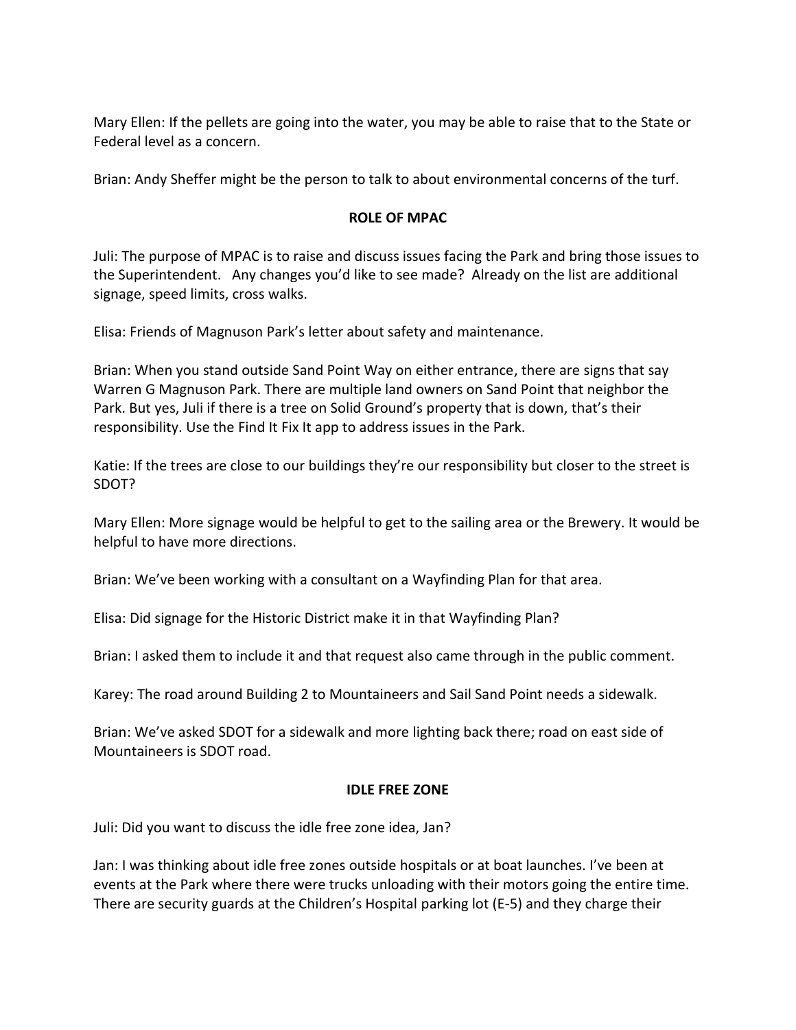Mary Ellen: If the pellets are going into the water, you may be able to raise that to the State or Federal level as a concern.

Brian: Andy Sheffer might be the person to talk to about environmental concerns of the turf.

**ROLE OF MPAC**

Juli: The purpose of MPAC is to raise and discuss issues facing the Park and bring those issues to the Superintendent. Any changes you'd like to see made? Already on the list are additional signage, speed limits, cross walks.

Elisa: Friends of Magnuson Park's letter about safety and maintenance.

Brian: When you stand outside Sand Point Way on either entrance, there are signs that say Warren G Magnuson Park. There are multiple land owners on Sand Point that neighbor the Park. But yes, Juli if there is a tree on Solid Ground's property that is down, that's their responsibility. Use the Find It Fix It app to address issues in the Park.

Katie: If the trees are close to our buildings they're our responsibility but closer to the street is SDOT?

Mary Ellen: More signage would be helpful to get to the sailing area or the Brewery. It would be helpful to have more directions.

Brian: We've been working with a consultant on a Wayfinding Plan for that area.

Elisa: Did signage for the Historic District make it in that Wayfinding Plan?

Brian: I asked them to include it and that request also came through in the public comment.

Karey: The road around Building 2 to Mountaineers and Sail Sand Point needs a sidewalk.

Brian: We've asked SDOT for a sidewalk and more lighting back there; road on east side of Mountaineers is SDOT road.

**IDLE FREE ZONE**

Juli: Did you want to discuss the idle free zone idea, Jan?

Jan: I was thinking about idle free zones outside hospitals or at boat launches. I've been at events at the Park where there were trucks unloading with their motors going the entire time. There are security guards at the Children's Hospital parking lot (E-5) and they charge their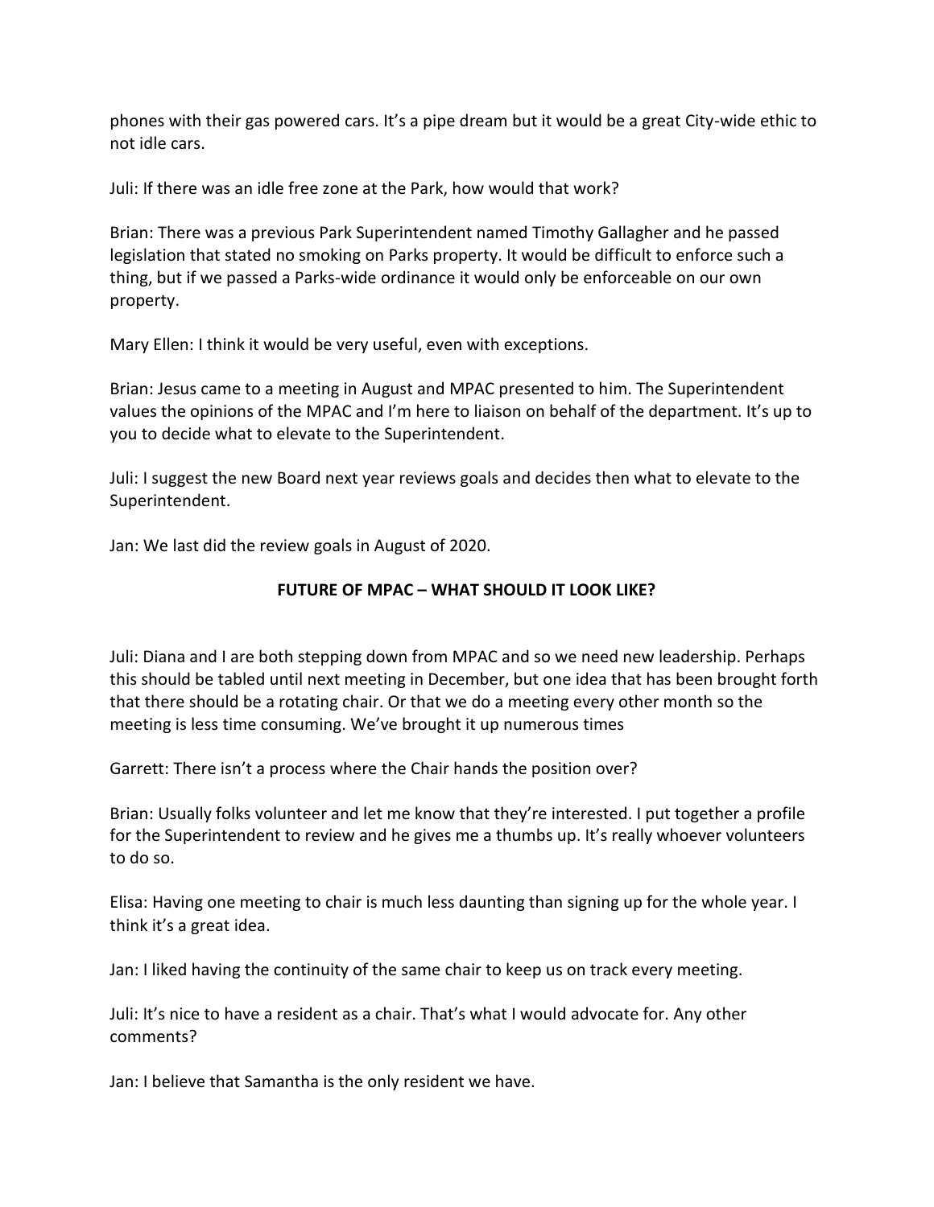phones with their gas powered cars. It's a pipe dream but it would be a great City-wide ethic to not idle cars.

Juli: If there was an idle free zone at the Park, how would that work?

Brian: There was a previous Park Superintendent named Timothy Gallagher and he passed legislation that stated no smoking on Parks property. It would be difficult to enforce such a thing, but if we passed a Parks-wide ordinance it would only be enforceable on our own property.

Mary Ellen: I think it would be very useful, even with exceptions.

Brian: Jesus came to a meeting in August and MPAC presented to him. The Superintendent values the opinions of the MPAC and I'm here to liaison on behalf of the department. It's up to you to decide what to elevate to the Superintendent.

Juli: I suggest the new Board next year reviews goals and decides then what to elevate to the Superintendent.

Jan: We last did the review goals in August of 2020.

## FUTURE OF MPAC – WHAT SHOULD IT LOOK LIKE?

Juli: Diana and I are both stepping down from MPAC and so we need new leadership. Perhaps this should be tabled until next meeting in December, but one idea that has been brought forth that there should be a rotating chair. Or that we do a meeting every other month so the meeting is less time consuming. We've brought it up numerous times

Garrett: There isn't a process where the Chair hands the position over?

Brian: Usually folks volunteer and let me know that they're interested. I put together a profile for the Superintendent to review and he gives me a thumbs up. It's really whoever volunteers to do so.

Elisa: Having one meeting to chair is much less daunting than signing up for the whole year. I think it's a great idea.

Jan: I liked having the continuity of the same chair to keep us on track every meeting.

Juli: It's nice to have a resident as a chair. That's what I would advocate for. Any other comments?

Jan: I believe that Samantha is the only resident we have.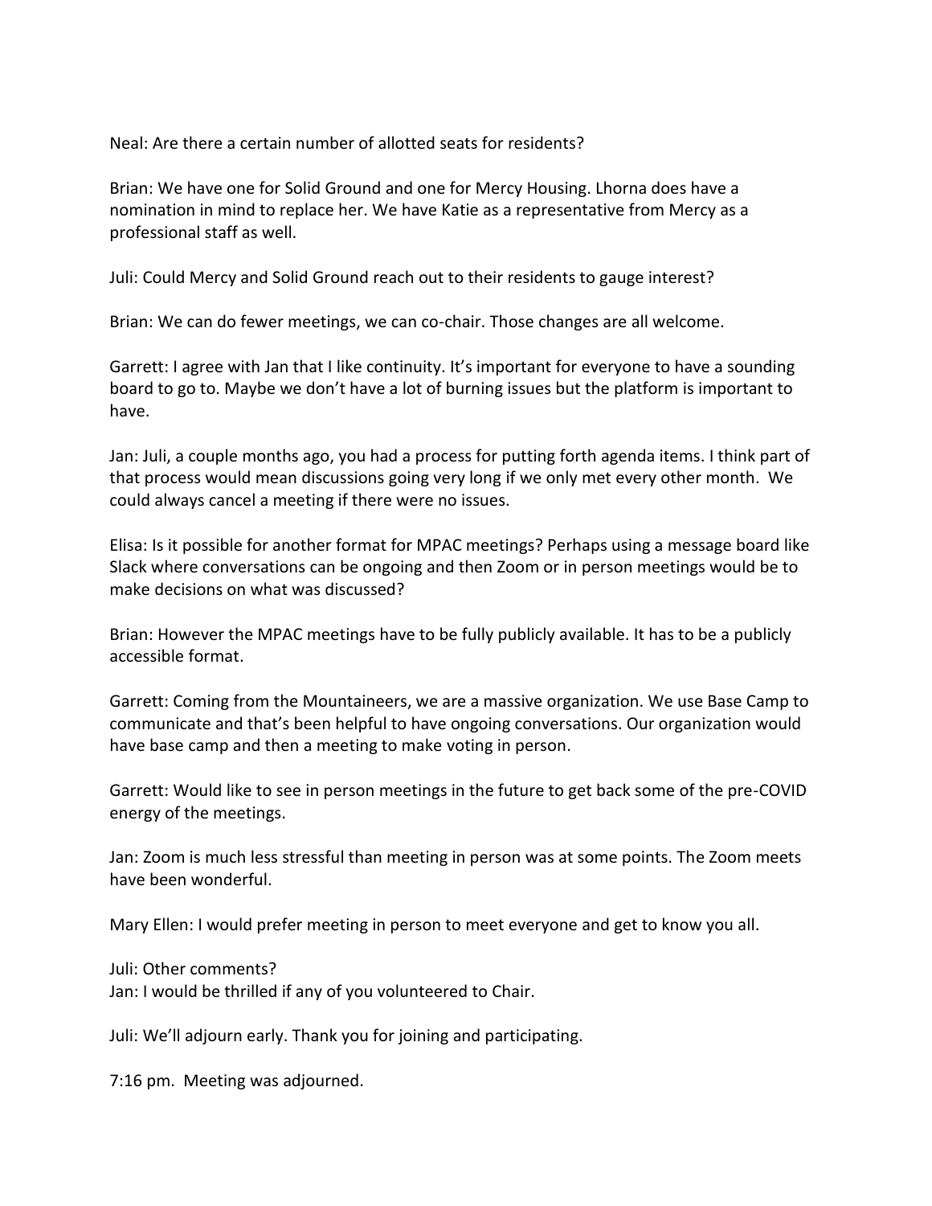Neal: Are there a certain number of allotted seats for residents?

Brian: We have one for Solid Ground and one for Mercy Housing. Lhorna does have a nomination in mind to replace her. We have Katie as a representative from Mercy as a professional staff as well.

Juli: Could Mercy and Solid Ground reach out to their residents to gauge interest?

Brian: We can do fewer meetings, we can co-chair. Those changes are all welcome.

Garrett: I agree with Jan that I like continuity. It's important for everyone to have a sounding board to go to. Maybe we don't have a lot of burning issues but the platform is important to have.

Jan: Juli, a couple months ago, you had a process for putting forth agenda items. I think part of that process would mean discussions going very long if we only met every other month. We could always cancel a meeting if there were no issues.

Elisa: Is it possible for another format for MPAC meetings? Perhaps using a message board like Slack where conversations can be ongoing and then Zoom or in person meetings would be to make decisions on what was discussed?

Brian: However the MPAC meetings have to be fully publicly available. It has to be a publicly accessible format.

Garrett: Coming from the Mountaineers, we are a massive organization. We use Base Camp to communicate and that's been helpful to have ongoing conversations. Our organization would have base camp and then a meeting to make voting in person.

Garrett: Would like to see in person meetings in the future to get back some of the pre-COVID energy of the meetings.

Jan: Zoom is much less stressful than meeting in person was at some points. The Zoom meets have been wonderful.

Mary Ellen: I would prefer meeting in person to meet everyone and get to know you all.

Juli: Other comments?
Jan: I would be thrilled if any of you volunteered to Chair.

Juli: We'll adjourn early. Thank you for joining and participating.

7:16 pm. Meeting was adjourned.